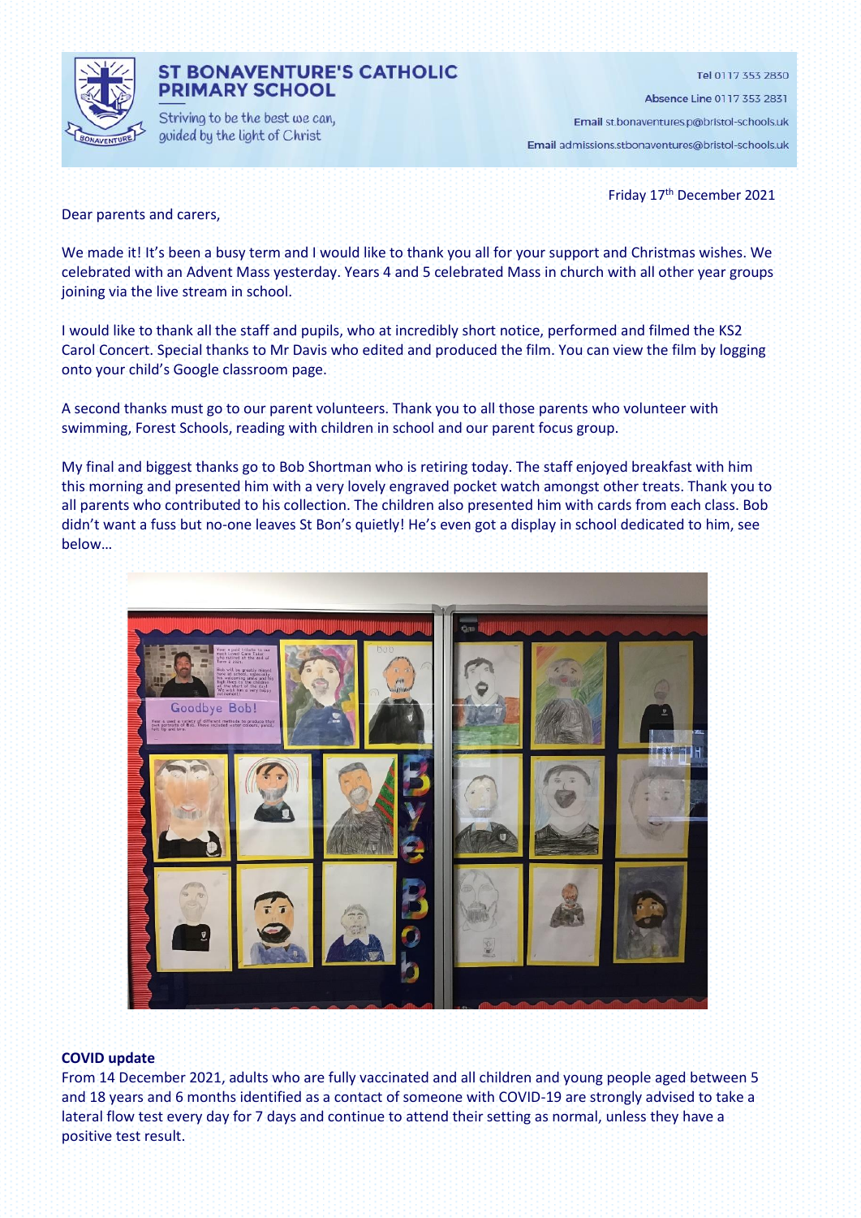# ST BONAVENTURE'S CATHOLIC PRIMARY SCHOOL

Striving to be the best we can, guided by the light of Christ

**Tel** 0117 353 2830

**Absence Line** 0117 353 2831

**Email** st.bonaventures.p@bristol-schools.uk

**Email** admissions.stbonaventures@bristol-schools.uk

Friday 17th December 2021

Dear parents and carers,

We made it! It's been a busy term and I would like to thank you all for your support and Christmas wishes. We celebrated with an Advent Mass yesterday. Years 4 and 5 celebrated Mass in church with all other year groups joining via the live stream in school.

I would like to thank all the staff and pupils, who at incredibly short notice, performed and filmed the KS2 Carol Concert. Special thanks to Mr Davis who edited and produced the film. You can view the film by logging onto your child's Google classroom page.

A second thanks must go to our parent volunteers. Thank you to all those parents who volunteer with swimming, Forest Schools, reading with children in school and our parent focus group.

My final and biggest thanks go to Bob Shortman who is retiring today. The staff enjoyed breakfast with him this morning and presented him with a very lovely engraved pocket watch amongst other treats. Thank you to all parents who contributed to his collection. The children also presented him with cards from each class. Bob didn't want a fuss but no-one leaves St Bon's quietly! He's even got a display in school dedicated to him, see below…

**COVID update**

From 14 December 2021, adults who are fully vaccinated and all children and young people aged between 5 and 18 years and 6 months identified as a contact of someone with COVID-19 are strongly advised to take a lateral flow test every day for 7 days and continue to attend their setting as normal, unless they have a positive test result.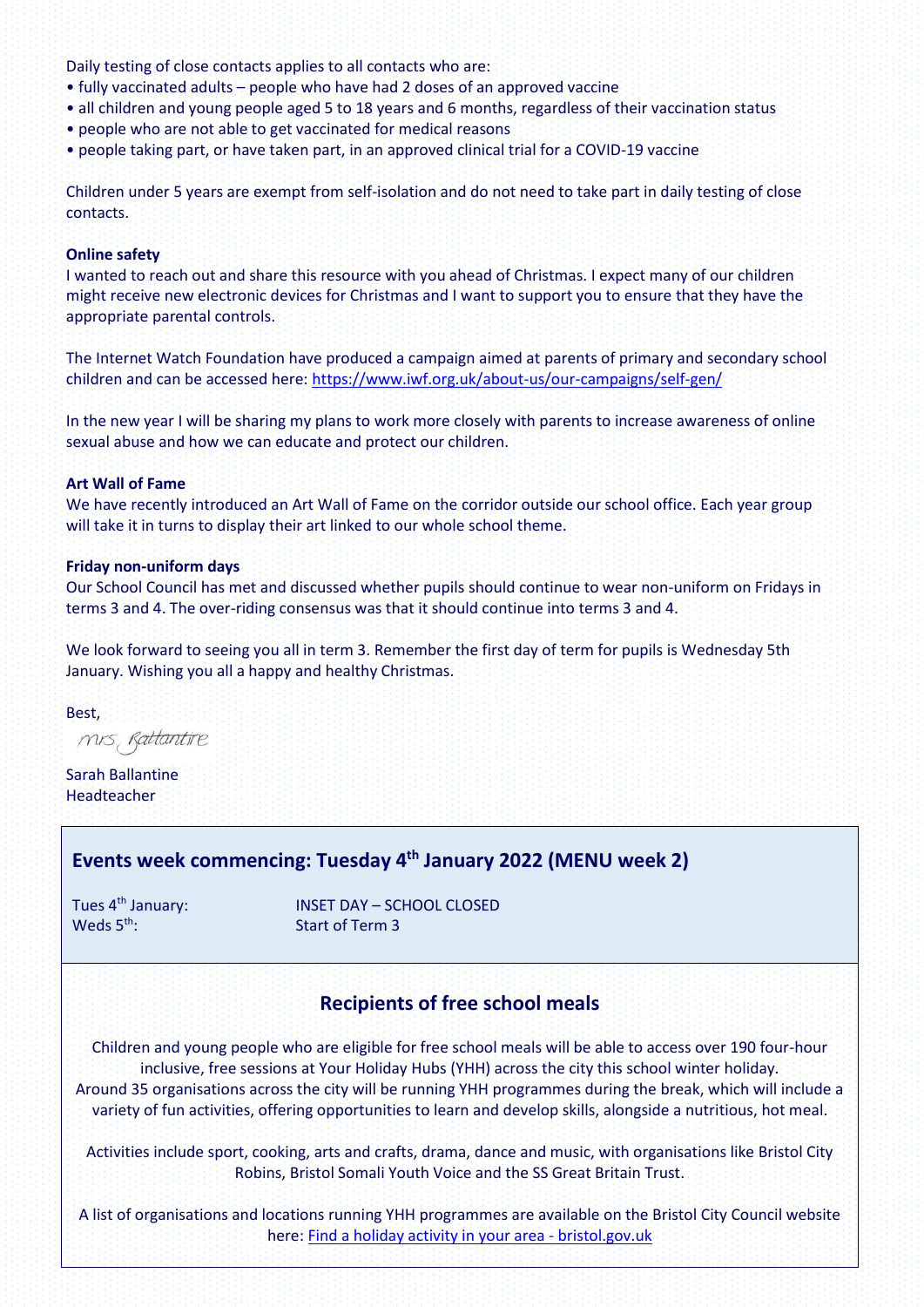Daily testing of close contacts applies to all contacts who are:

- fully vaccinated adults – people who have had 2 doses of an approved vaccine
- all children and young people aged 5 to 18 years and 6 months, regardless of their vaccination status
- people who are not able to get vaccinated for medical reasons
- people taking part, or have taken part, in an approved clinical trial for a COVID-19 vaccine

Children under 5 years are exempt from self-isolation and do not need to take part in daily testing of close contacts.

**Online safety**

I wanted to reach out and share this resource with you ahead of Christmas. I expect many of our children might receive new electronic devices for Christmas and I want to support you to ensure that they have the appropriate parental controls.

The Internet Watch Foundation have produced a campaign aimed at parents of primary and secondary school children and can be accessed here: https://www.iwf.org.uk/about-us/our-campaigns/self-gen/

In the new year I will be sharing my plans to work more closely with parents to increase awareness of online sexual abuse and how we can educate and protect our children.

**Art Wall of Fame**

We have recently introduced an Art Wall of Fame on the corridor outside our school office. Each year group will take it in turns to display their art linked to our whole school theme.

**Friday non-uniform days**

Our School Council has met and discussed whether pupils should continue to wear non-uniform on Fridays in terms 3 and 4. The over-riding consensus was that it should continue into terms 3 and 4.

We look forward to seeing you all in term 3. Remember the first day of term for pupils is Wednesday 5th January. Wishing you all a happy and healthy Christmas.

Best,

Mrs Ballantine

Sarah Ballantine
Headteacher

## Events week commencing: Tuesday 4th January 2022 (MENU week 2)

| | |
|---|---|
| Tues 4th January: | INSET DAY – SCHOOL CLOSED |
| Weds 5th: | Start of Term 3 |

## Recipients of free school meals

Children and young people who are eligible for free school meals will be able to access over 190 four-hour inclusive, free sessions at Your Holiday Hubs (YHH) across the city this school winter holiday. Around 35 organisations across the city will be running YHH programmes during the break, which will include a variety of fun activities, offering opportunities to learn and develop skills, alongside a nutritious, hot meal.

Activities include sport, cooking, arts and crafts, drama, dance and music, with organisations like Bristol City Robins, Bristol Somali Youth Voice and the SS Great Britain Trust.

A list of organisations and locations running YHH programmes are available on the Bristol City Council website here: Find a holiday activity in your area - bristol.gov.uk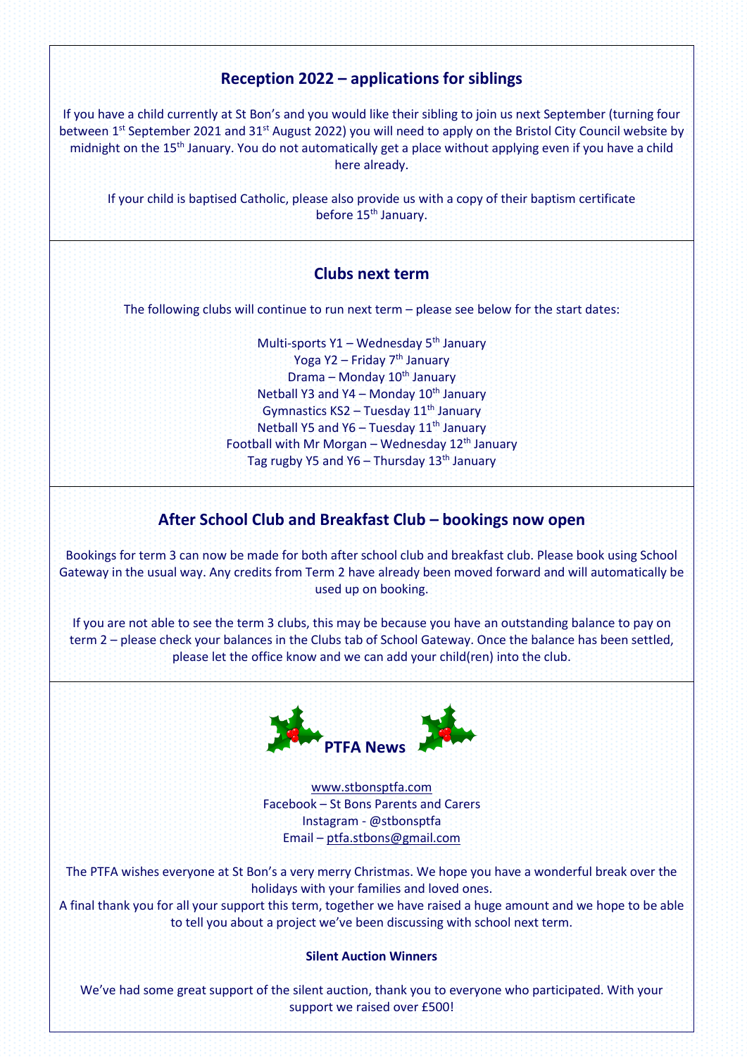## Reception 2022 – applications for siblings

If you have a child currently at St Bon's and you would like their sibling to join us next September (turning four between 1st September 2021 and 31st August 2022) you will need to apply on the Bristol City Council website by midnight on the 15th January. You do not automatically get a place without applying even if you have a child here already.

If your child is baptised Catholic, please also provide us with a copy of their baptism certificate before 15th January.

## Clubs next term

The following clubs will continue to run next term – please see below for the start dates:

Multi-sports Y1 – Wednesday 5th January
Yoga Y2 – Friday 7th January
Drama – Monday 10th January
Netball Y3 and Y4 – Monday 10th January
Gymnastics KS2 – Tuesday 11th January
Netball Y5 and Y6 – Tuesday 11th January
Football with Mr Morgan – Wednesday 12th January
Tag rugby Y5 and Y6 – Thursday 13th January

## After School Club and Breakfast Club – bookings now open

Bookings for term 3 can now be made for both after school club and breakfast club. Please book using School Gateway in the usual way. Any credits from Term 2 have already been moved forward and will automatically be used up on booking.

If you are not able to see the term 3 clubs, this may be because you have an outstanding balance to pay on term 2 – please check your balances in the Clubs tab of School Gateway. Once the balance has been settled, please let the office know and we can add your child(ren) into the club.

## PTFA News

www.stbonsptfa.com
Facebook – St Bons Parents and Carers
Instagram - @stbonsptfa
Email – ptfa.stbons@gmail.com

The PTFA wishes everyone at St Bon's a very merry Christmas. We hope you have a wonderful break over the holidays with your families and loved ones.
A final thank you for all your support this term, together we have raised a huge amount and we hope to be able to tell you about a project we've been discussing with school next term.

**Silent Auction Winners**

We've had some great support of the silent auction, thank you to everyone who participated. With your support we raised over £500!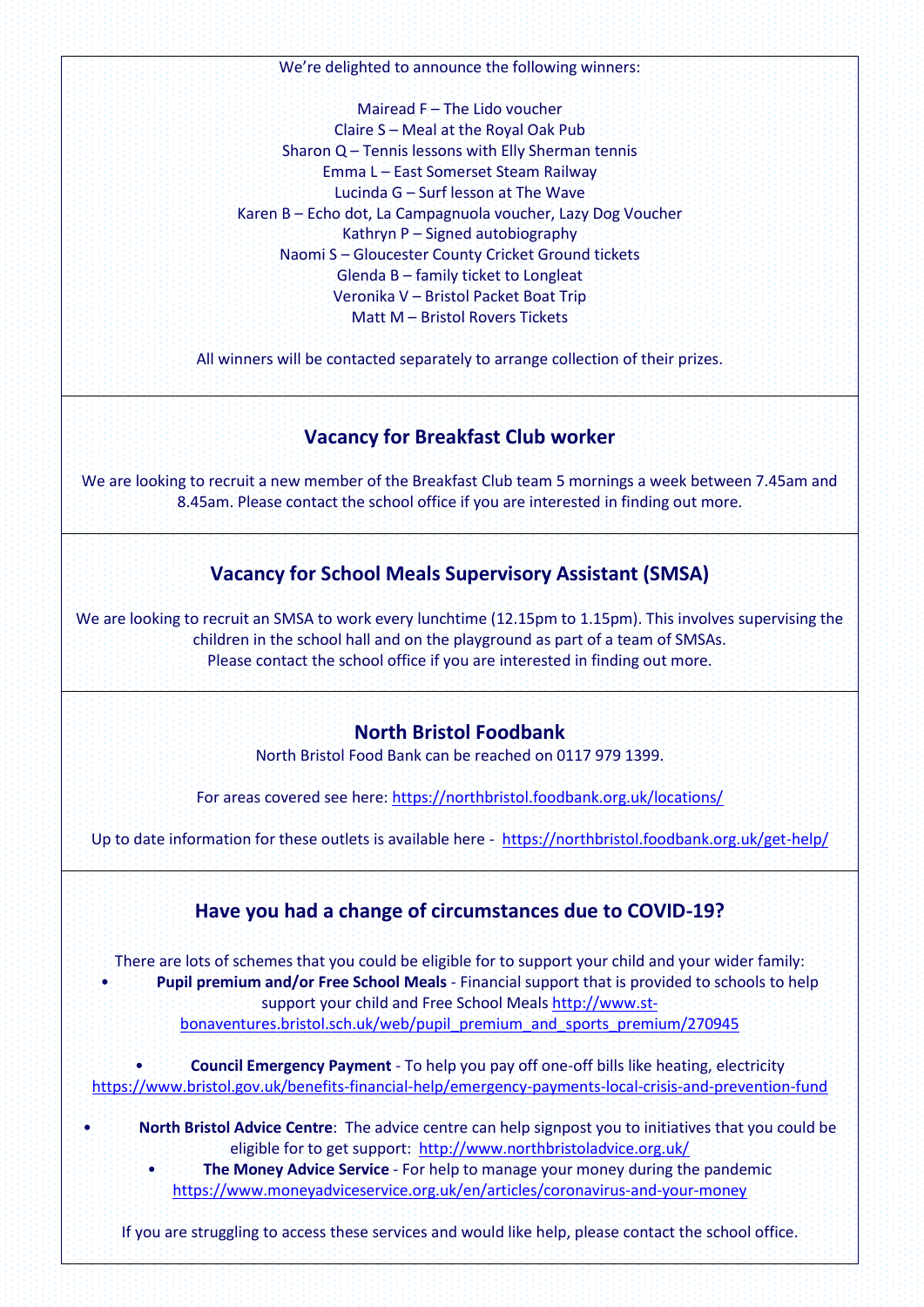We're delighted to announce the following winners:

Mairead F – The Lido voucher
Claire S – Meal at the Royal Oak Pub
Sharon Q – Tennis lessons with Elly Sherman tennis
Emma L – East Somerset Steam Railway
Lucinda G – Surf lesson at The Wave
Karen B – Echo dot, La Campagnuola voucher, Lazy Dog Voucher
Kathryn P – Signed autobiography
Naomi S – Gloucester County Cricket Ground tickets
Glenda B – family ticket to Longleat
Veronika V – Bristol Packet Boat Trip
Matt M – Bristol Rovers Tickets

All winners will be contacted separately to arrange collection of their prizes.

## Vacancy for Breakfast Club worker

We are looking to recruit a new member of the Breakfast Club team 5 mornings a week between 7.45am and 8.45am. Please contact the school office if you are interested in finding out more.

## Vacancy for School Meals Supervisory Assistant (SMSA)

We are looking to recruit an SMSA to work every lunchtime (12.15pm to 1.15pm). This involves supervising the children in the school hall and on the playground as part of a team of SMSAs.
Please contact the school office if you are interested in finding out more.

## North Bristol Foodbank

North Bristol Food Bank can be reached on 0117 979 1399.

For areas covered see here: https://northbristol.foodbank.org.uk/locations/

Up to date information for these outlets is available here - https://northbristol.foodbank.org.uk/get-help/

## Have you had a change of circumstances due to COVID-19?

There are lots of schemes that you could be eligible for to support your child and your wider family:

- **Pupil premium and/or Free School Meals** - Financial support that is provided to schools to help support your child and Free School Meals http://www.st-bonaventures.bristol.sch.uk/web/pupil_premium_and_sports_premium/270945

- **Council Emergency Payment** - To help you pay off one-off bills like heating, electricity https://www.bristol.gov.uk/benefits-financial-help/emergency-payments-local-crisis-and-prevention-fund

- **North Bristol Advice Centre**: The advice centre can help signpost you to initiatives that you could be eligible for to get support: http://www.northbristoladvice.org.uk/
- **The Money Advice Service** - For help to manage your money during the pandemic https://www.moneyadviceservice.org.uk/en/articles/coronavirus-and-your-money

If you are struggling to access these services and would like help, please contact the school office.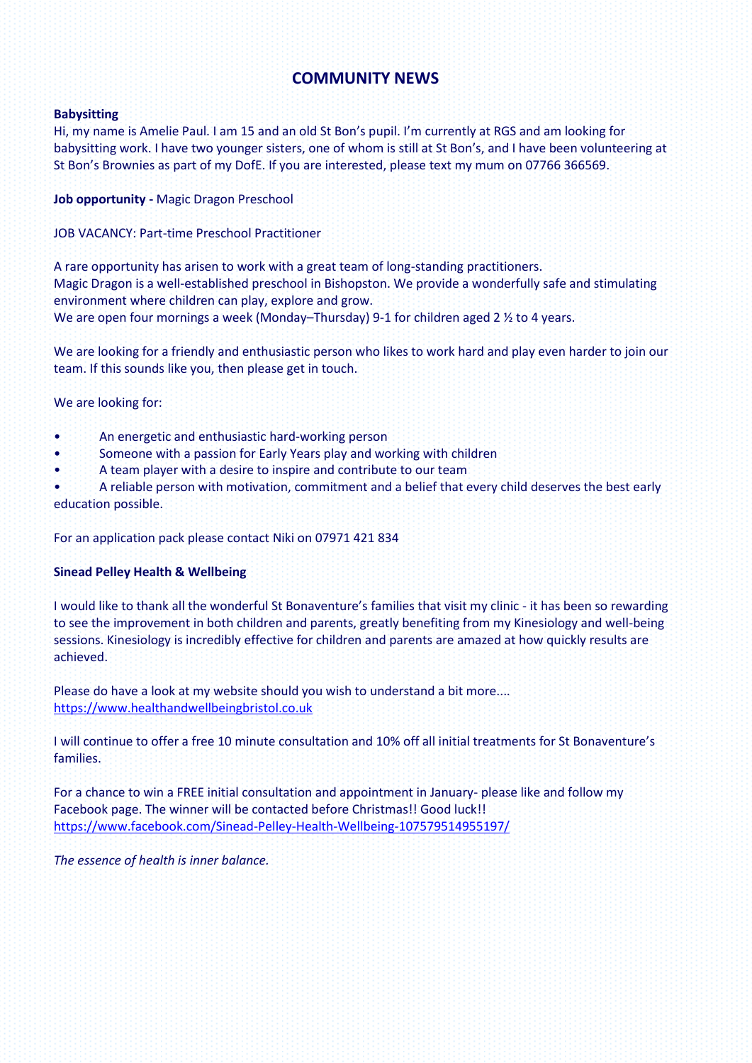# COMMUNITY NEWS

**Babysitting**

Hi, my name is Amelie Paul. I am 15 and an old St Bon's pupil. I'm currently at RGS and am looking for babysitting work. I have two younger sisters, one of whom is still at St Bon's, and I have been volunteering at St Bon's Brownies as part of my DofE. If you are interested, please text my mum on 07766 366569.

**Job opportunity -** Magic Dragon Preschool

JOB VACANCY: Part-time Preschool Practitioner

A rare opportunity has arisen to work with a great team of long-standing practitioners.
Magic Dragon is a well-established preschool in Bishopston. We provide a wonderfully safe and stimulating environment where children can play, explore and grow.
We are open four mornings a week (Monday–Thursday) 9-1 for children aged 2 ½ to 4 years.

We are looking for a friendly and enthusiastic person who likes to work hard and play even harder to join our team. If this sounds like you, then please get in touch.

We are looking for:

- An energetic and enthusiastic hard-working person
- Someone with a passion for Early Years play and working with children
- A team player with a desire to inspire and contribute to our team
- A reliable person with motivation, commitment and a belief that every child deserves the best early education possible.

For an application pack please contact Niki on 07971 421 834

**Sinead Pelley Health & Wellbeing**

I would like to thank all the wonderful St Bonaventure's families that visit my clinic - it has been so rewarding to see the improvement in both children and parents, greatly benefiting from my Kinesiology and well-being sessions. Kinesiology is incredibly effective for children and parents are amazed at how quickly results are achieved.

Please do have a look at my website should you wish to understand a bit more....
https://www.healthandwellbeingbristol.co.uk

I will continue to offer a free 10 minute consultation and 10% off all initial treatments for St Bonaventure's families.

For a chance to win a FREE initial consultation and appointment in January- please like and follow my Facebook page. The winner will be contacted before Christmas!! Good luck!!
https://www.facebook.com/Sinead-Pelley-Health-Wellbeing-107579514955197/

*The essence of health is inner balance.*